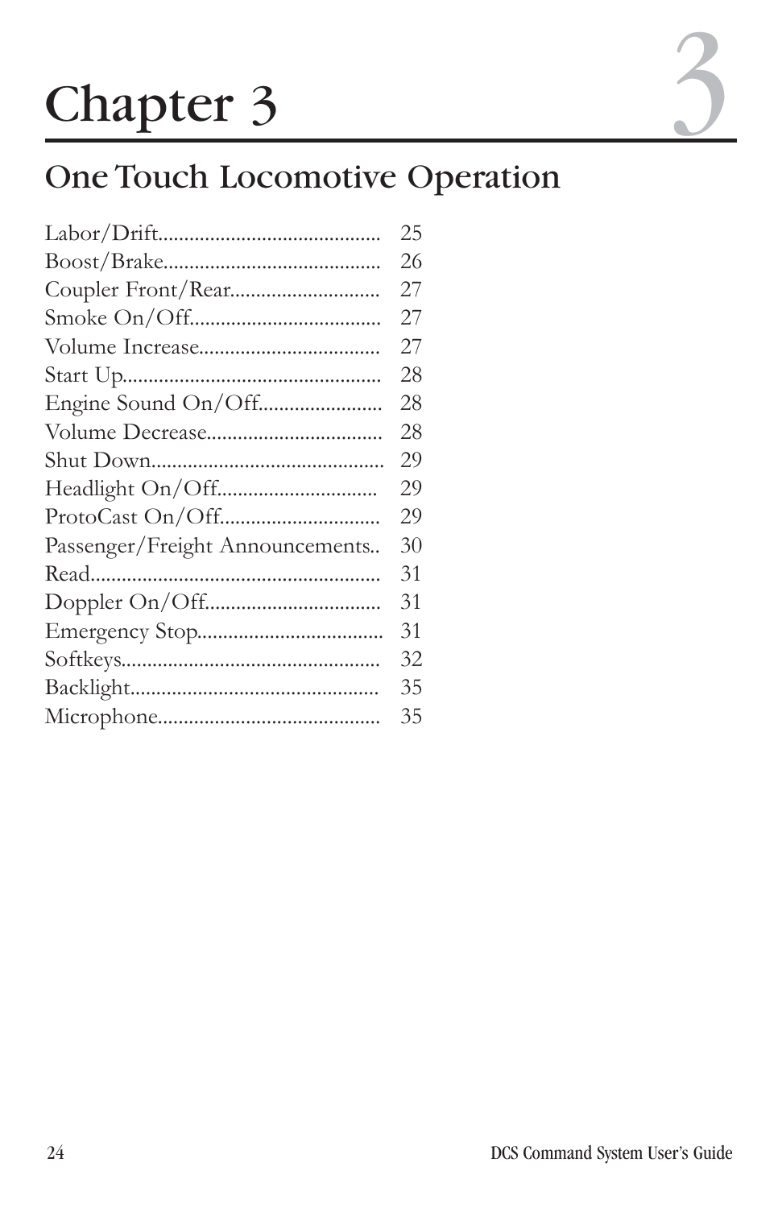# Chapter 3

## One Touch Locomotive Operation

| | |
|---|---|
| Labor/Drift | 25 |
| Boost/Brake | 26 |
| Coupler Front/Rear | 27 |
| Smoke On/Off | 27 |
| Volume Increase | 27 |
| Start Up | 28 |
| Engine Sound On/Off | 28 |
| Volume Decrease | 28 |
| Shut Down | 29 |
| Headlight On/Off | 29 |
| ProtoCast On/Off | 29 |
| Passenger/Freight Announcements | 30 |
| Read | 31 |
| Doppler On/Off | 31 |
| Emergency Stop | 31 |
| Softkeys | 32 |
| Backlight | 35 |
| Microphone | 35 |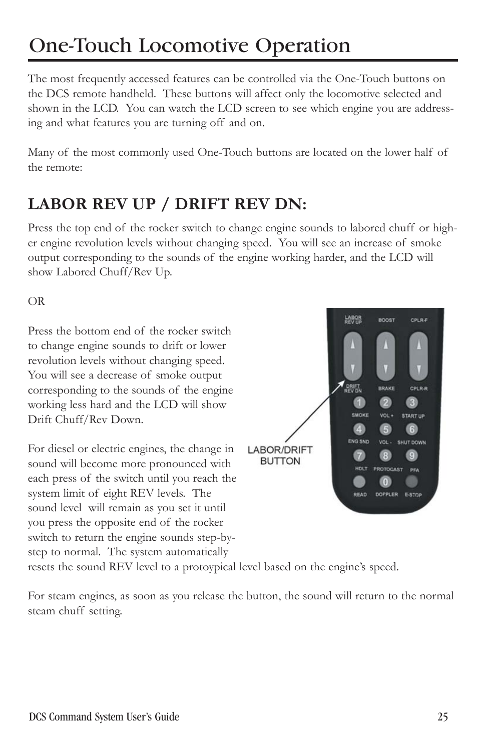# One-Touch Locomotive Operation

The most frequently accessed features can be controlled via the One-Touch buttons on the DCS remote handheld. These buttons will affect only the locomotive selected and shown in the LCD. You can watch the LCD screen to see which engine you are addressing and what features you are turning off and on.

Many of the most commonly used One-Touch buttons are located on the lower half of the remote:

## LABOR REV UP / DRIFT REV DN:

Press the top end of the rocker switch to change engine sounds to labored chuff or higher engine revolution levels without changing speed. You will see an increase of smoke output corresponding to the sounds of the engine working harder, and the LCD will show Labored Chuff/Rev Up.

OR

Press the bottom end of the rocker switch to change engine sounds to drift or lower revolution levels without changing speed. You will see a decrease of smoke output corresponding to the sounds of the engine working less hard and the LCD will show Drift Chuff/Rev Down.

For diesel or electric engines, the change in sound will become more pronounced with each press of the switch until you reach the system limit of eight REV levels. The sound level will remain as you set it until you press the opposite end of the rocker switch to return the engine sounds step-by-step to normal. The system automatically resets the sound REV level to a protoyipical level based on the engine's speed.

For steam engines, as soon as you release the button, the sound will return to the normal steam chuff setting.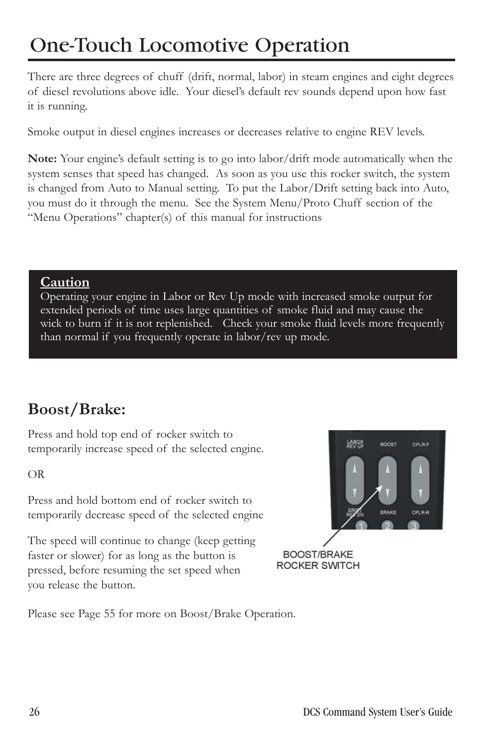# One-Touch Locomotive Operation

There are three degrees of chuff (drift, normal, labor) in steam engines and eight degrees of diesel revolutions above idle. Your diesel's default rev sounds depend upon how fast it is running.

Smoke output in diesel engines increases or decreases relative to engine REV levels.

**Note:** Your engine's default setting is to go into labor/drift mode automatically when the system senses that speed has changed. As soon as you use this rocker switch, the system is changed from Auto to Manual setting. To put the Labor/Drift setting back into Auto, you must do it through the menu. See the System Menu/Proto Chuff section of the "Menu Operations" chapter(s) of this manual for instructions

> **Caution**
> Operating your engine in Labor or Rev Up mode with increased smoke output for extended periods of time uses large quantities of smoke fluid and may cause the wick to burn if it is not replenished. Check your smoke fluid levels more frequently than normal if you frequently operate in labor/rev up mode.

## Boost/Brake:

Press and hold top end of rocker switch to temporarily increase speed of the selected engine.

OR

Press and hold bottom end of rocker switch to temporarily decrease speed of the selected engine

The speed will continue to change (keep getting faster or slower) for as long as the button is pressed, before resuming the set speed when you release the button.

BOOST/BRAKE ROCKER SWITCH

Please see Page 55 for more on Boost/Brake Operation.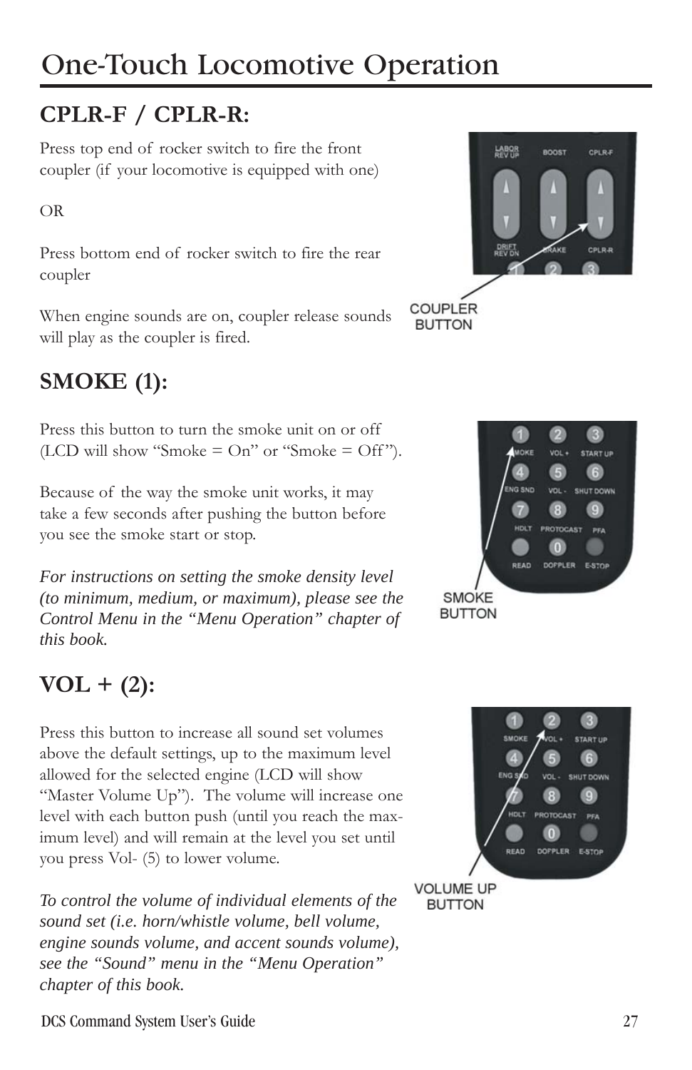# One-Touch Locomotive Operation

## CPLR-F / CPLR-R:

Press top end of rocker switch to fire the front coupler (if your locomotive is equipped with one)

OR

Press bottom end of rocker switch to fire the rear coupler

When engine sounds are on, coupler release sounds will play as the coupler is fired.

## SMOKE (1):

Press this button to turn the smoke unit on or off (LCD will show "Smoke = On" or "Smoke = Off").

Because of the way the smoke unit works, it may take a few seconds after pushing the button before you see the smoke start or stop.

*For instructions on setting the smoke density level (to minimum, medium, or maximum), please see the Control Menu in the "Menu Operation" chapter of this book.*

## VOL + (2):

Press this button to increase all sound set volumes above the default settings, up to the maximum level allowed for the selected engine (LCD will show "Master Volume Up"). The volume will increase one level with each button push (until you reach the maximum level) and will remain at the level you set until you press Vol- (5) to lower volume.

*To control the volume of individual elements of the sound set (i.e. horn/whistle volume, bell volume, engine sounds volume, and accent sounds volume), see the "Sound" menu in the "Menu Operation" chapter of this book.*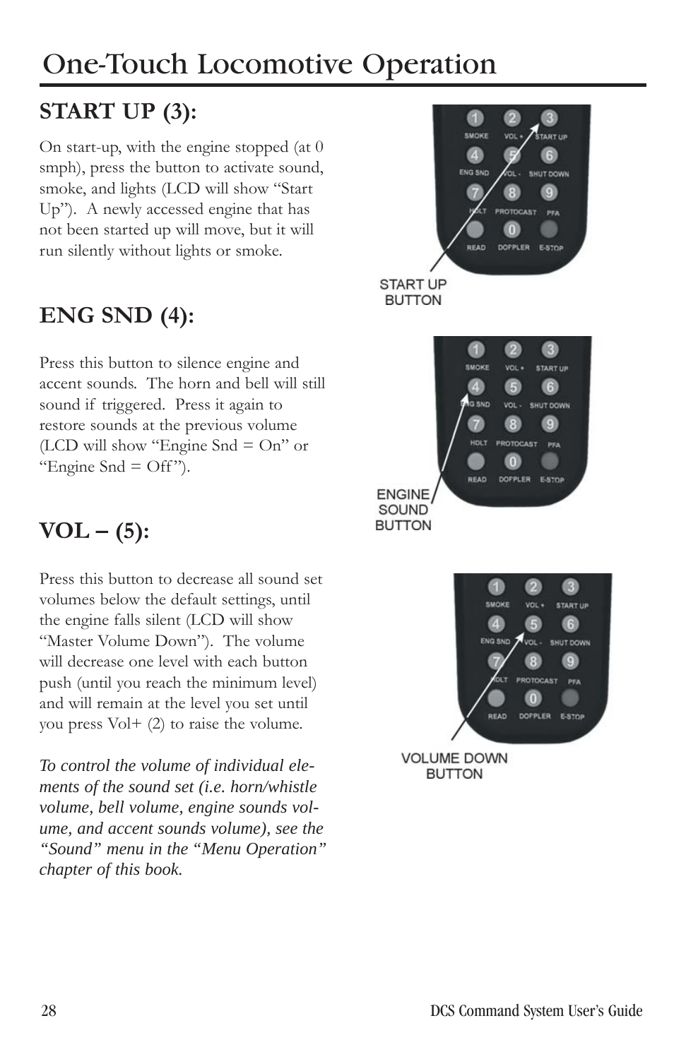# One-Touch Locomotive Operation

## START UP (3):

On start-up, with the engine stopped (at 0 smph), press the button to activate sound, smoke, and lights (LCD will show “Start Up”). A newly accessed engine that has not been started up will move, but it will run silently without lights or smoke.

START UP BUTTON

## ENG SND (4):

Press this button to silence engine and accent sounds. The horn and bell will still sound if triggered. Press it again to restore sounds at the previous volume (LCD will show “Engine Snd = On” or “Engine Snd = Off”).

ENGINE SOUND BUTTON

## VOL – (5):

Press this button to decrease all sound set volumes below the default settings, until the engine falls silent (LCD will show “Master Volume Down”). The volume will decrease one level with each button push (until you reach the minimum level) and will remain at the level you set until you press Vol+ (2) to raise the volume.

*To control the volume of individual elements of the sound set (i.e. horn/whistle volume, bell volume, engine sounds volume, and accent sounds volume), see the “Sound” menu in the “Menu Operation” chapter of this book.*

VOLUME DOWN BUTTON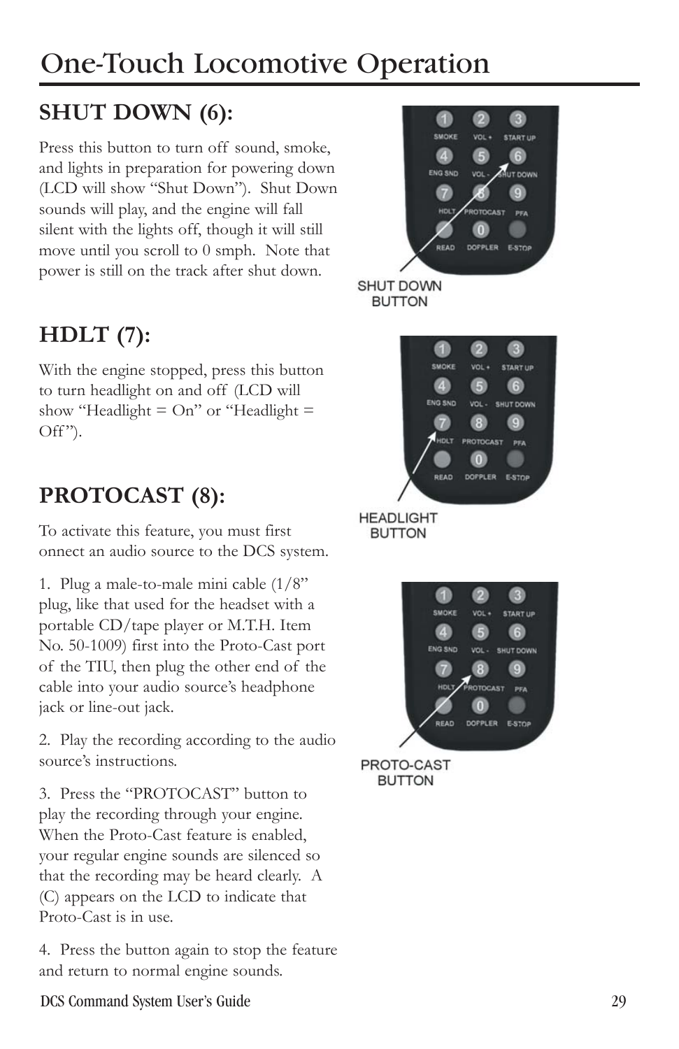# One-Touch Locomotive Operation

## SHUT DOWN (6):

Press this button to turn off sound, smoke, and lights in preparation for powering down (LCD will show "Shut Down"). Shut Down sounds will play, and the engine will fall silent with the lights off, though it will still move until you scroll to 0 smph. Note that power is still on the track after shut down.

SHUT DOWN BUTTON

## HDLT (7):

With the engine stopped, press this button to turn headlight on and off (LCD will show "Headlight = On" or "Headlight = Off").

HEADLIGHT BUTTON

## PROTOCAST (8):

To activate this feature, you must first onnect an audio source to the DCS system.

1. Plug a male-to-male mini cable (1/8" plug, like that used for the headset with a portable CD/tape player or M.T.H. Item No. 50-1009) first into the Proto-Cast port of the TIU, then plug the other end of the cable into your audio source's headphone jack or line-out jack.

2. Play the recording according to the audio source's instructions.

3. Press the "PROTOCAST" button to play the recording through your engine. When the Proto-Cast feature is enabled, your regular engine sounds are silenced so that the recording may be heard clearly. A (C) appears on the LCD to indicate that Proto-Cast is in use.

4. Press the button again to stop the feature and return to normal engine sounds.

PROTO-CAST BUTTON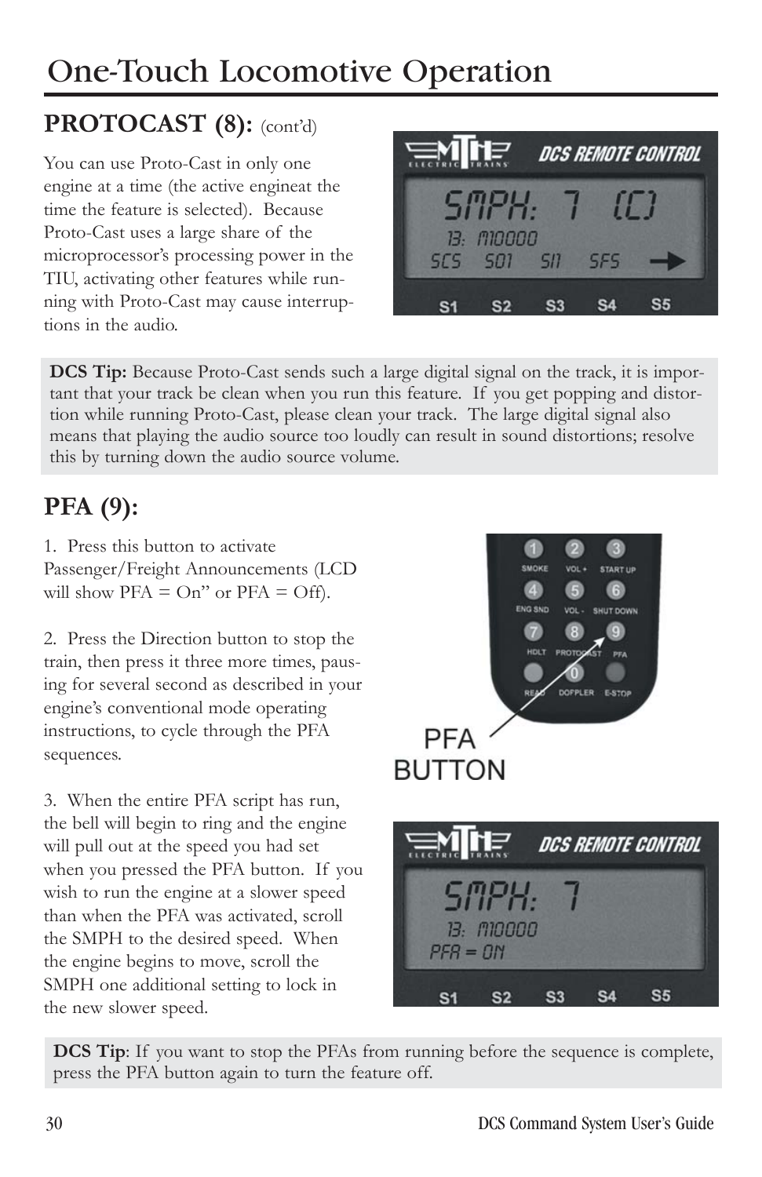# One-Touch Locomotive Operation

## PROTOCAST (8): (cont'd)

You can use Proto-Cast in only one engine at a time (the active engineat the time the feature is selected). Because Proto-Cast uses a large share of the microprocessor's processing power in the TIU, activating other features while running with Proto-Cast may cause interruptions in the audio.

**DCS Tip:** Because Proto-Cast sends such a large digital signal on the track, it is important that your track be clean when you run this feature. If you get popping and distortion while running Proto-Cast, please clean your track. The large digital signal also means that playing the audio source too loudly can result in sound distortions; resolve this by turning down the audio source volume.

## PFA (9):

1. Press this button to activate Passenger/Freight Announcements (LCD will show PFA = On" or PFA = Off).

2. Press the Direction button to stop the train, then press it three more times, pausing for several second as described in your engine's conventional mode operating instructions, to cycle through the PFA sequences.

3. When the entire PFA script has run, the bell will begin to ring and the engine will pull out at the speed you had set when you pressed the PFA button. If you wish to run the engine at a slower speed than when the PFA was activated, scroll the SMPH to the desired speed. When the engine begins to move, scroll the SMPH one additional setting to lock in the new slower speed.

PFA BUTTON

**DCS Tip**: If you want to stop the PFAs from running before the sequence is complete, press the PFA button again to turn the feature off.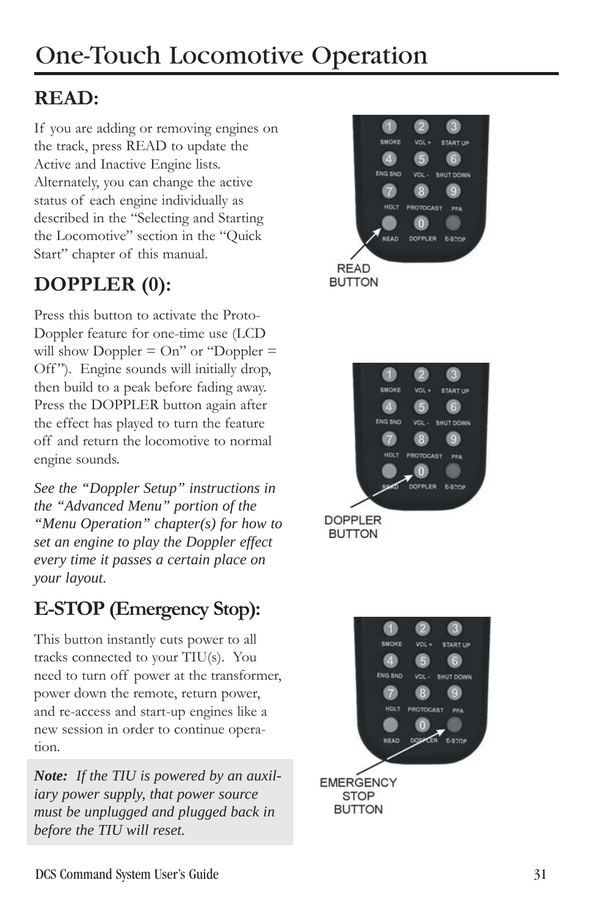# One-Touch Locomotive Operation

## READ:

If you are adding or removing engines on the track, press READ to update the Active and Inactive Engine lists. Alternately, you can change the active status of each engine individually as described in the "Selecting and Starting the Locomotive" section in the "Quick Start" chapter of this manual.

## DOPPLER (0):

Press this button to activate the Proto-Doppler feature for one-time use (LCD will show Doppler = On" or "Doppler = Off"). Engine sounds will initially drop, then build to a peak before fading away. Press the DOPPLER button again after the effect has played to turn the feature off and return the locomotive to normal engine sounds.

*See the "Doppler Setup" instructions in the "Advanced Menu" portion of the "Menu Operation" chapter(s) for how to set an engine to play the Doppler effect every time it passes a certain place on your layout.*

## E-STOP (Emergency Stop):

This button instantly cuts power to all tracks connected to your TIU(s). You need to turn off power at the transformer, power down the remote, return power, and re-access and start-up engines like a new session in order to continue operation.

***Note:*** *If the TIU is powered by an auxiliary power supply, that power source must be unplugged and plugged back in before the TIU will reset.*

READ BUTTON

DOPPLER BUTTON

EMERGENCY STOP BUTTON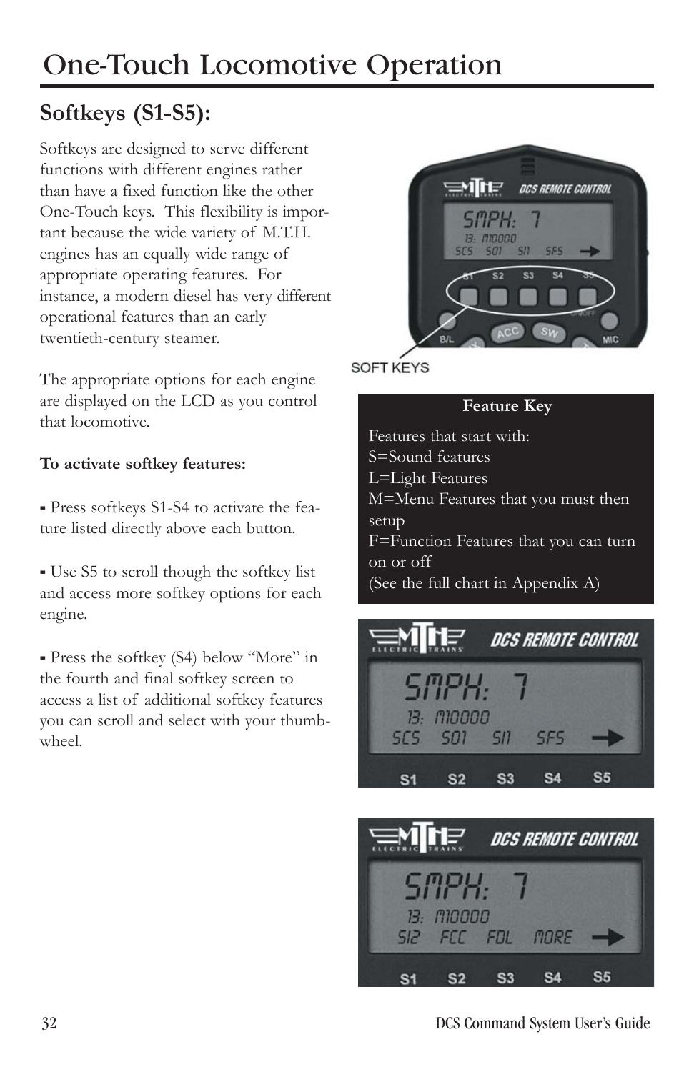# One-Touch Locomotive Operation

## Softkeys (S1-S5):

Softkeys are designed to serve different functions with different engines rather than have a fixed function like the other One-Touch keys. This flexibility is important because the wide variety of M.T.H. engines has an equally wide range of appropriate operating features. For instance, a modern diesel has very different operational features than an early twentieth-century steamer.

The appropriate options for each engine are displayed on the LCD as you control that locomotive.

**To activate softkey features:**

**-** Press softkeys S1-S4 to activate the feature listed directly above each button.

**-** Use S5 to scroll though the softkey list and access more softkey options for each engine.

**-** Press the softkey (S4) below "More" in the fourth and final softkey screen to access a list of additional softkey features you can scroll and select with your thumbwheel.

SOFT KEYS

**Feature Key**

Features that start with:
S=Sound features
L=Light Features
M=Menu Features that you must then setup
F=Function Features that you can turn on or off
(See the full chart in Appendix A)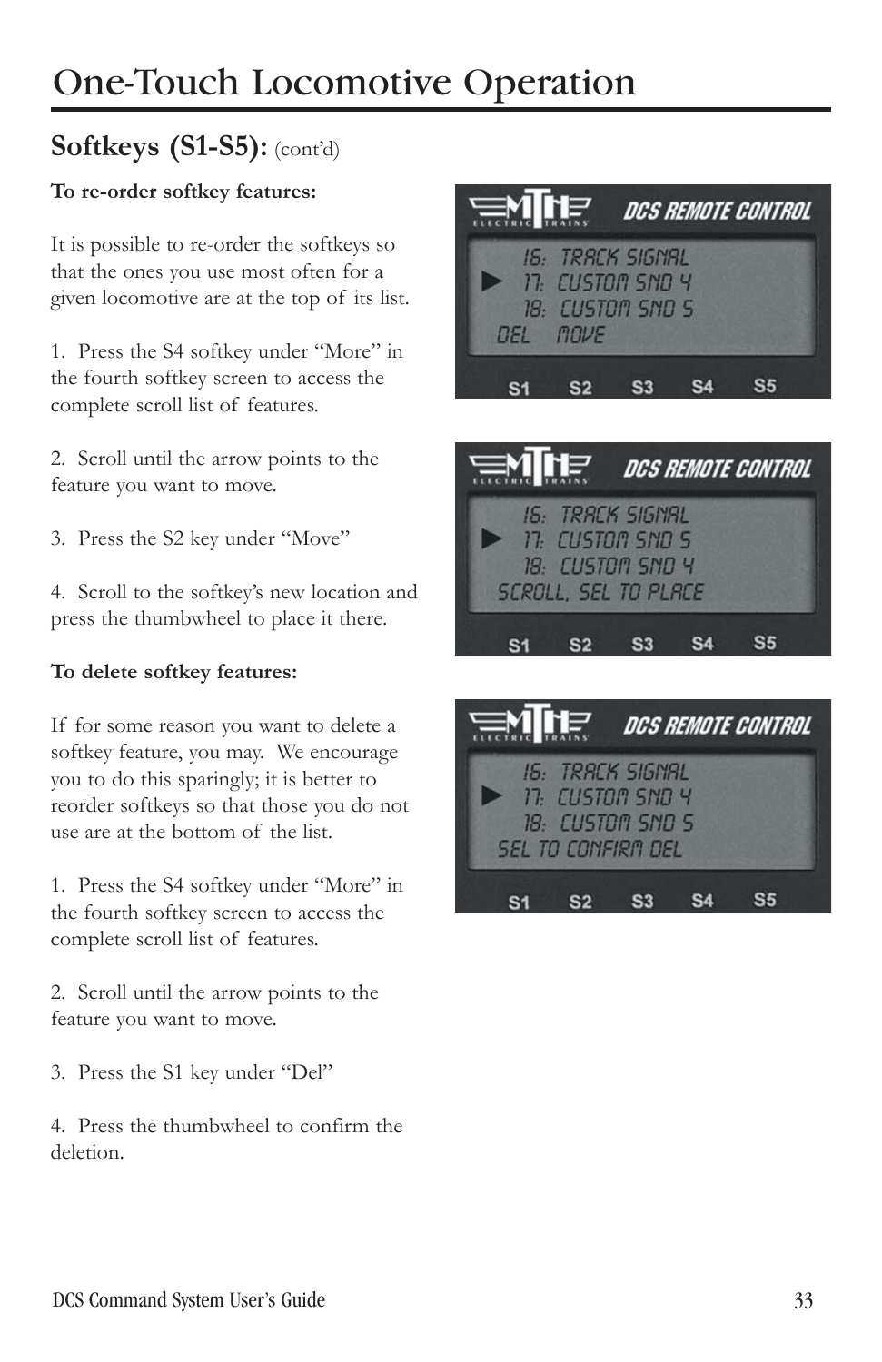# One-Touch Locomotive Operation

## Softkeys (S1-S5): (cont'd)

**To re-order softkey features:**

It is possible to re-order the softkeys so that the ones you use most often for a given locomotive are at the top of its list.

1. Press the S4 softkey under "More" in the fourth softkey screen to access the complete scroll list of features.

2. Scroll until the arrow points to the feature you want to move.

3. Press the S2 key under "Move"

4. Scroll to the softkey's new location and press the thumbwheel to place it there.

**To delete softkey features:**

If for some reason you want to delete a softkey feature, you may. We encourage you to do this sparingly; it is better to reorder softkeys so that those you do not use are at the bottom of the list.

1. Press the S4 softkey under "More" in the fourth softkey screen to access the complete scroll list of features.

2. Scroll until the arrow points to the feature you want to move.

3. Press the S1 key under "Del"

4. Press the thumbwheel to confirm the deletion.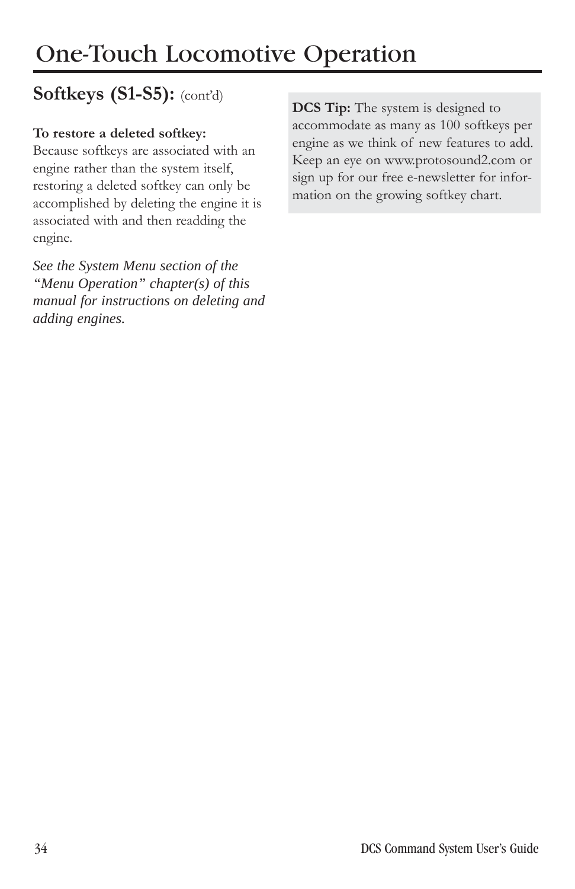# One-Touch Locomotive Operation

## Softkeys (S1-S5): (cont'd)

**To restore a deleted softkey:**
Because softkeys are associated with an engine rather than the system itself, restoring a deleted softkey can only be accomplished by deleting the engine it is associated with and then readding the engine.

*See the System Menu section of the "Menu Operation" chapter(s) of this manual for instructions on deleting and adding engines.*

**DCS Tip:** The system is designed to accommodate as many as 100 softkeys per engine as we think of new features to add. Keep an eye on www.protosound2.com or sign up for our free e-newsletter for information on the growing softkey chart.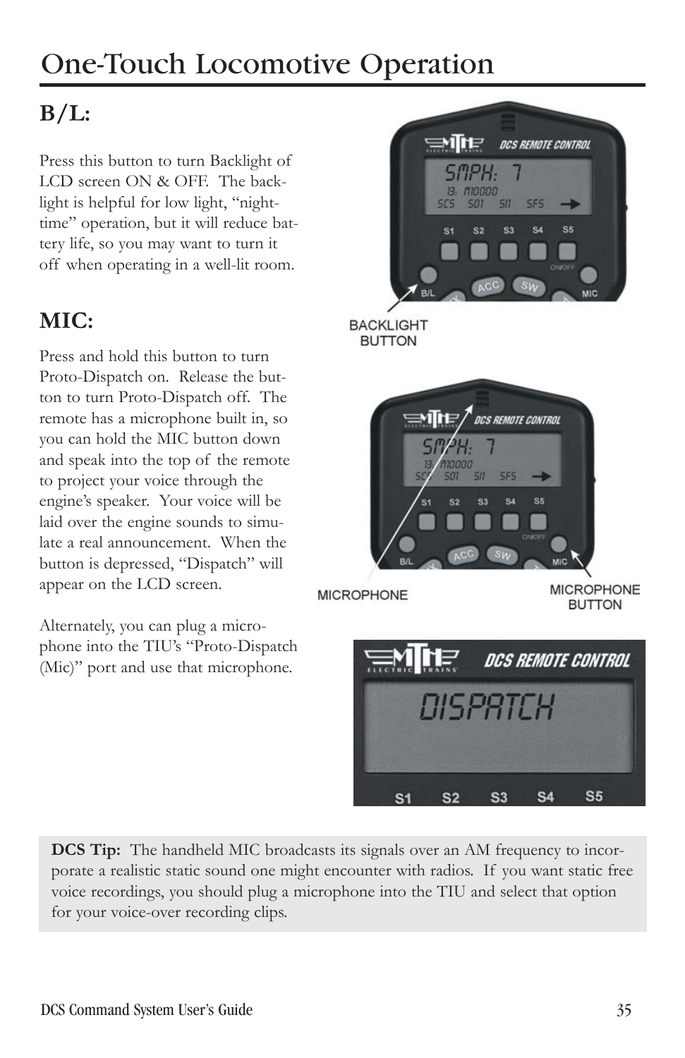# One-Touch Locomotive Operation

## B/L:

Press this button to turn Backlight of LCD screen ON & OFF. The backlight is helpful for low light, "night-time" operation, but it will reduce battery life, so you may want to turn it off when operating in a well-lit room.

BACKLIGHT BUTTON

## MIC:

Press and hold this button to turn Proto-Dispatch on. Release the button to turn Proto-Dispatch off. The remote has a microphone built in, so you can hold the MIC button down and speak into the top of the remote to project your voice through the engine's speaker. Your voice will be laid over the engine sounds to simulate a real announcement. When the button is depressed, "Dispatch" will appear on the LCD screen.

Alternately, you can plug a microphone into the TIU's "Proto-Dispatch (Mic)" port and use that microphone.

MICROPHONE

MICROPHONE BUTTON

**DCS Tip:** The handheld MIC broadcasts its signals over an AM frequency to incorporate a realistic static sound one might encounter with radios. If you want static free voice recordings, you should plug a microphone into the TIU and select that option for your voice-over recording clips.